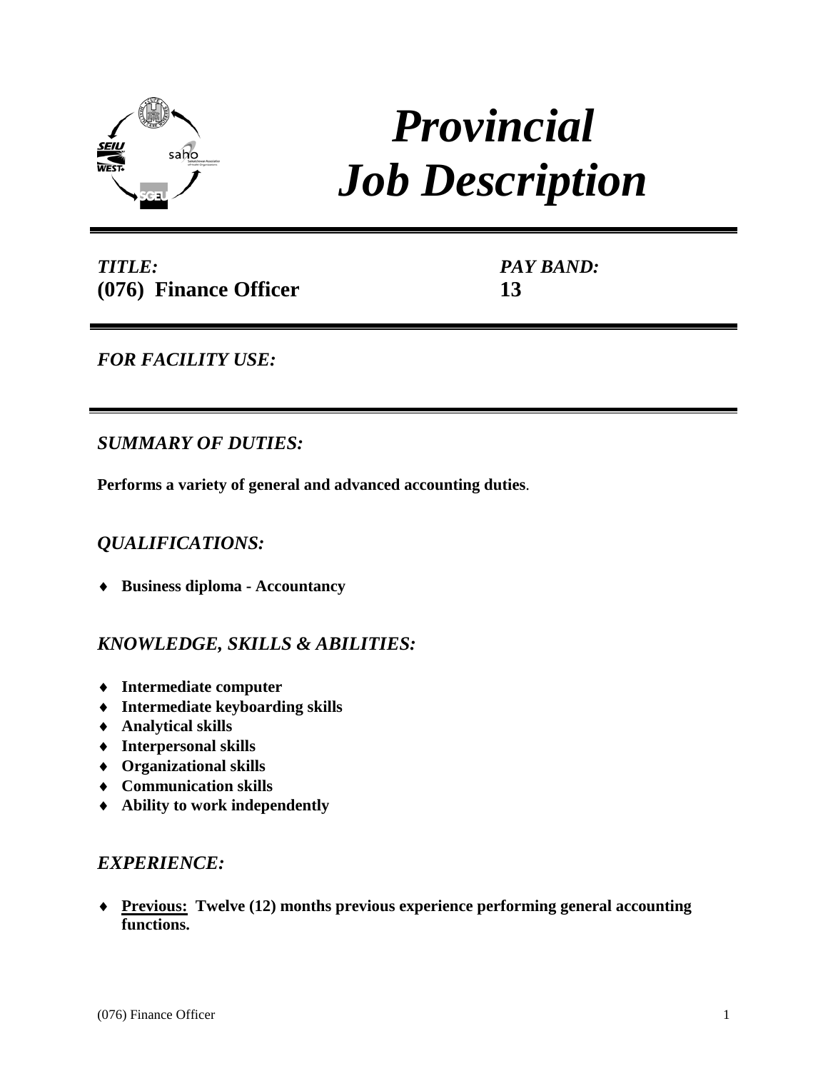# *Provincial Job Description*

| *TITLE:* | *PAY BAND:* |
| --- | --- |
| **(076) Finance Officer** | **13** |

## *FOR FACILITY USE:*

## *SUMMARY OF DUTIES:*

**Performs a variety of general and advanced accounting duties**.

## *QUALIFICATIONS:*

- **Business diploma - Accountancy**

## *KNOWLEDGE, SKILLS & ABILITIES:*

- **Intermediate computer**
- **Intermediate keyboarding skills**
- **Analytical skills**
- **Interpersonal skills**
- **Organizational skills**
- **Communication skills**
- **Ability to work independently**

## *EXPERIENCE:*

- **<u>Previous:</u> Twelve (12) months previous experience performing general accounting functions.**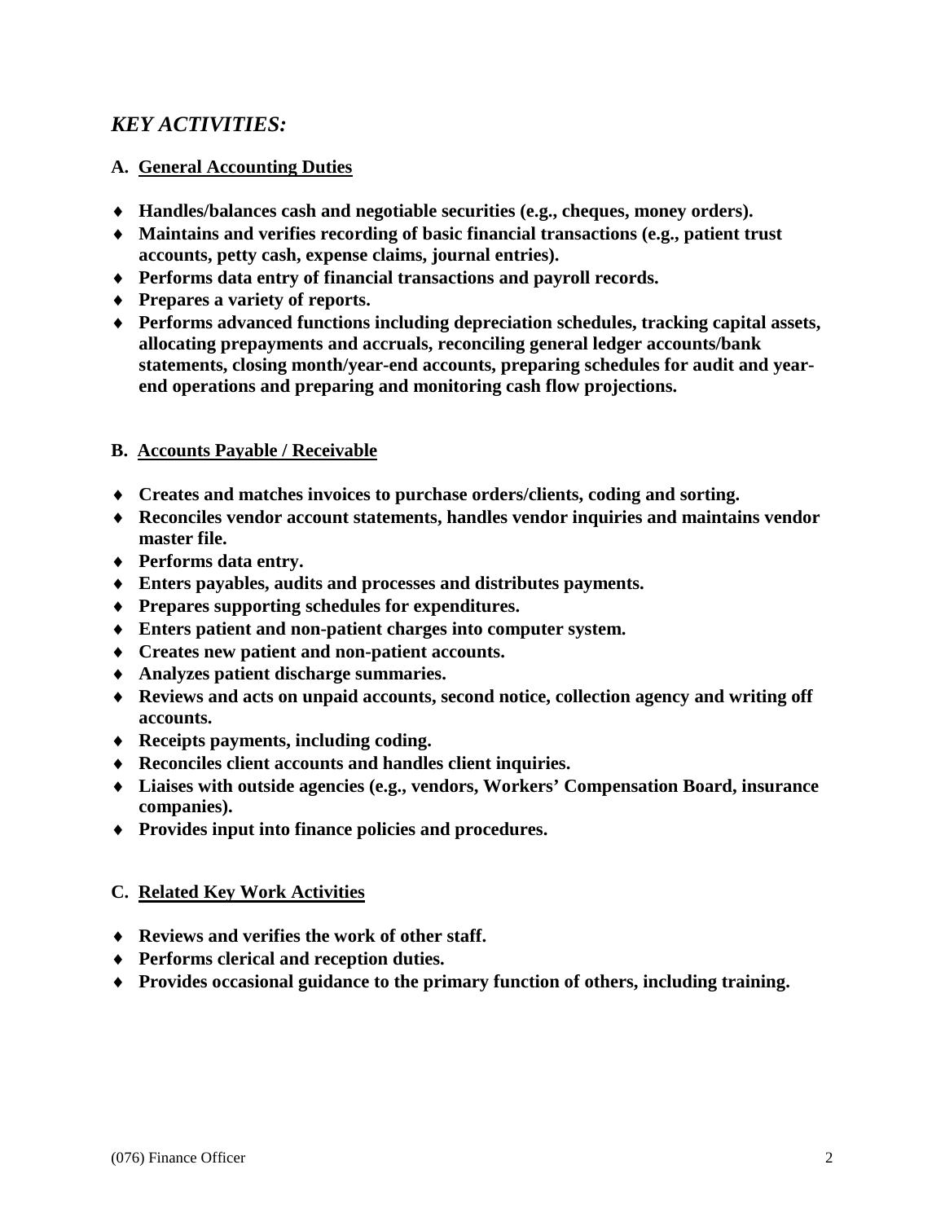## *KEY ACTIVITIES:*

### A. <u>General Accounting Duties</u>

- **Handles/balances cash and negotiable securities (e.g., cheques, money orders).**
- **Maintains and verifies recording of basic financial transactions (e.g., patient trust accounts, petty cash, expense claims, journal entries).**
- **Performs data entry of financial transactions and payroll records.**
- **Prepares a variety of reports.**
- **Performs advanced functions including depreciation schedules, tracking capital assets, allocating prepayments and accruals, reconciling general ledger accounts/bank statements, closing month/year-end accounts, preparing schedules for audit and year-end operations and preparing and monitoring cash flow projections.**

### B. <u>Accounts Payable / Receivable</u>

- **Creates and matches invoices to purchase orders/clients, coding and sorting.**
- **Reconciles vendor account statements, handles vendor inquiries and maintains vendor master file.**
- **Performs data entry.**
- **Enters payables, audits and processes and distributes payments.**
- **Prepares supporting schedules for expenditures.**
- **Enters patient and non-patient charges into computer system.**
- **Creates new patient and non-patient accounts.**
- **Analyzes patient discharge summaries.**
- **Reviews and acts on unpaid accounts, second notice, collection agency and writing off accounts.**
- **Receipts payments, including coding.**
- **Reconciles client accounts and handles client inquiries.**
- **Liaises with outside agencies (e.g., vendors, Workers' Compensation Board, insurance companies).**
- **Provides input into finance policies and procedures.**

### C. <u>Related Key Work Activities</u>

- **Reviews and verifies the work of other staff.**
- **Performs clerical and reception duties.**
- **Provides occasional guidance to the primary function of others, including training.**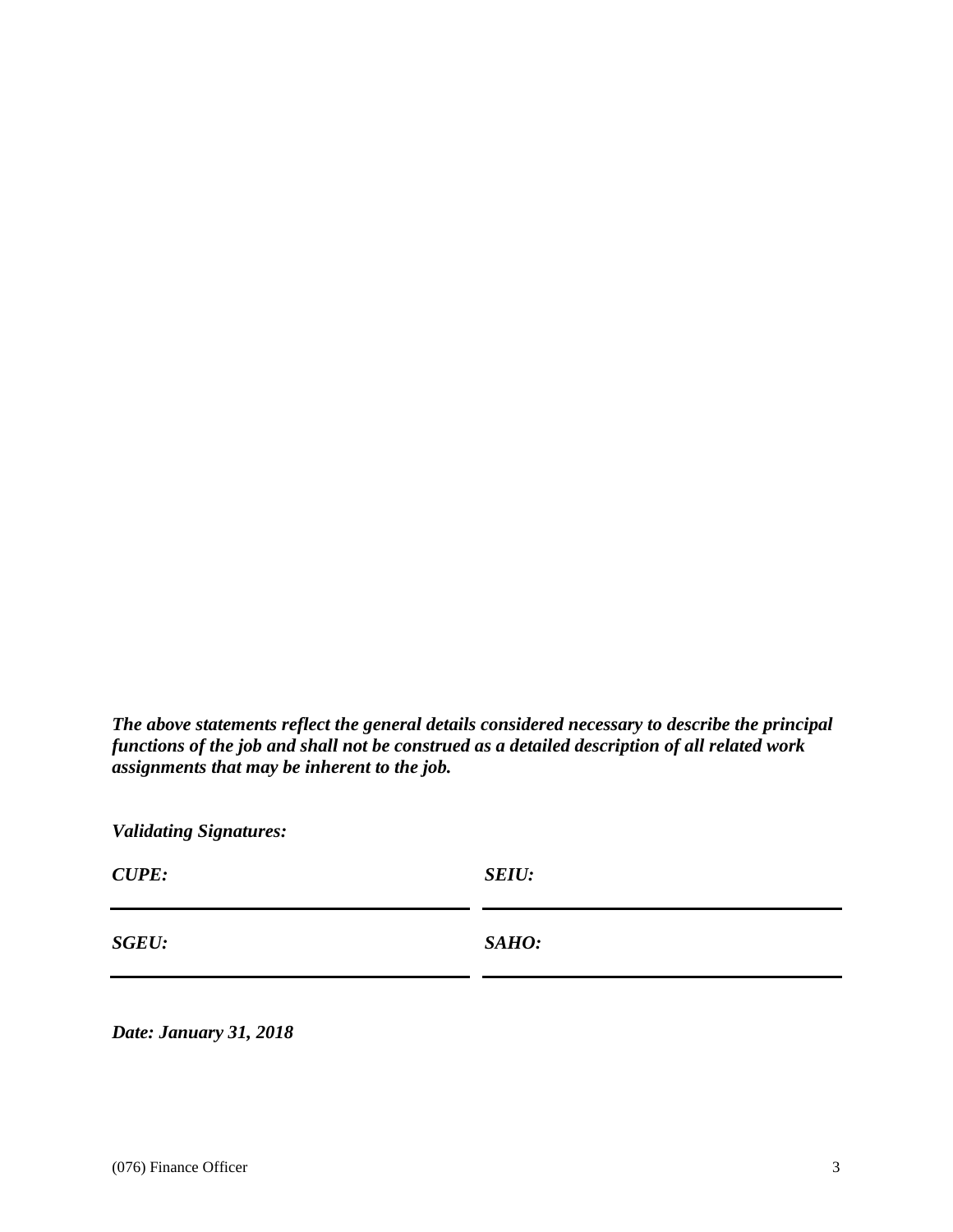***The above statements reflect the general details considered necessary to describe the principal functions of the job and shall not be construed as a detailed description of all related work assignments that may be inherent to the job.***

***Validating Signatures:***

| | |
|---|---|
| ***CUPE:*** | ***SEIU:*** |
| ___________________________ | ___________________________ |
| ***SGEU:*** | ***SAHO:*** |
| ___________________________ | ___________________________ |

***Date: January 31, 2018***